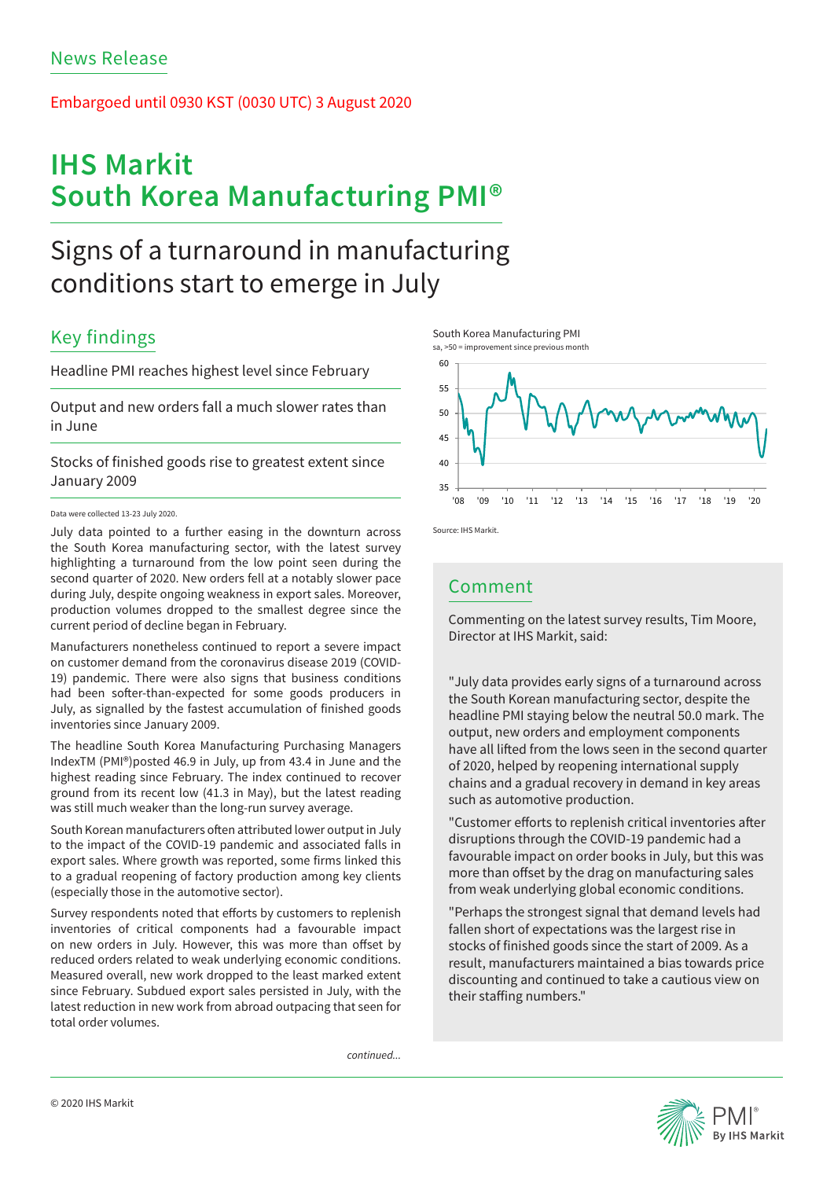News Release

Embargoed until 0930 KST (0030 UTC) 3 August 2020

# IHS Markit South Korea Manufacturing PMI®

## Signs of a turnaround in manufacturing conditions start to emerge in July

## Key findings

Headline PMI reaches highest level since February

Output and new orders fall a much slower rates than in June

Stocks of finished goods rise to greatest extent since January 2009

Data were collected 13-23 July 2020.

July data pointed to a further easing in the downturn across the South Korea manufacturing sector, with the latest survey highlighting a turnaround from the low point seen during the second quarter of 2020. New orders fell at a notably slower pace during July, despite ongoing weakness in export sales. Moreover, production volumes dropped to the smallest degree since the current period of decline began in February.

Manufacturers nonetheless continued to report a severe impact on customer demand from the coronavirus disease 2019 (COVID-19) pandemic. There were also signs that business conditions had been softer-than-expected for some goods producers in July, as signalled by the fastest accumulation of finished goods inventories since January 2009.

The headline South Korea Manufacturing Purchasing Managers IndexTM (PMI®)posted 46.9 in July, up from 43.4 in June and the highest reading since February. The index continued to recover ground from its recent low (41.3 in May), but the latest reading was still much weaker than the long-run survey average.

South Korean manufacturers often attributed lower output in July to the impact of the COVID-19 pandemic and associated falls in export sales. Where growth was reported, some firms linked this to a gradual reopening of factory production among key clients (especially those in the automotive sector).

Survey respondents noted that efforts by customers to replenish inventories of critical components had a favourable impact on new orders in July. However, this was more than offset by reduced orders related to weak underlying economic conditions. Measured overall, new work dropped to the least marked extent since February. Subdued export sales persisted in July, with the latest reduction in new work from abroad outpacing that seen for total order volumes.

*continued...*

South Korea Manufacturing PMI
sa, >50 = improvement since previous month

Source: IHS Markit.

## Comment

Commenting on the latest survey results, Tim Moore, Director at IHS Markit, said:

"July data provides early signs of a turnaround across the South Korean manufacturing sector, despite the headline PMI staying below the neutral 50.0 mark. The output, new orders and employment components have all lifted from the lows seen in the second quarter of 2020, helped by reopening international supply chains and a gradual recovery in demand in key areas such as automotive production.

"Customer efforts to replenish critical inventories after disruptions through the COVID-19 pandemic had a favourable impact on order books in July, but this was more than offset by the drag on manufacturing sales from weak underlying global economic conditions.

"Perhaps the strongest signal that demand levels had fallen short of expectations was the largest rise in stocks of finished goods since the start of 2009. As a result, manufacturers maintained a bias towards price discounting and continued to take a cautious view on their staffing numbers."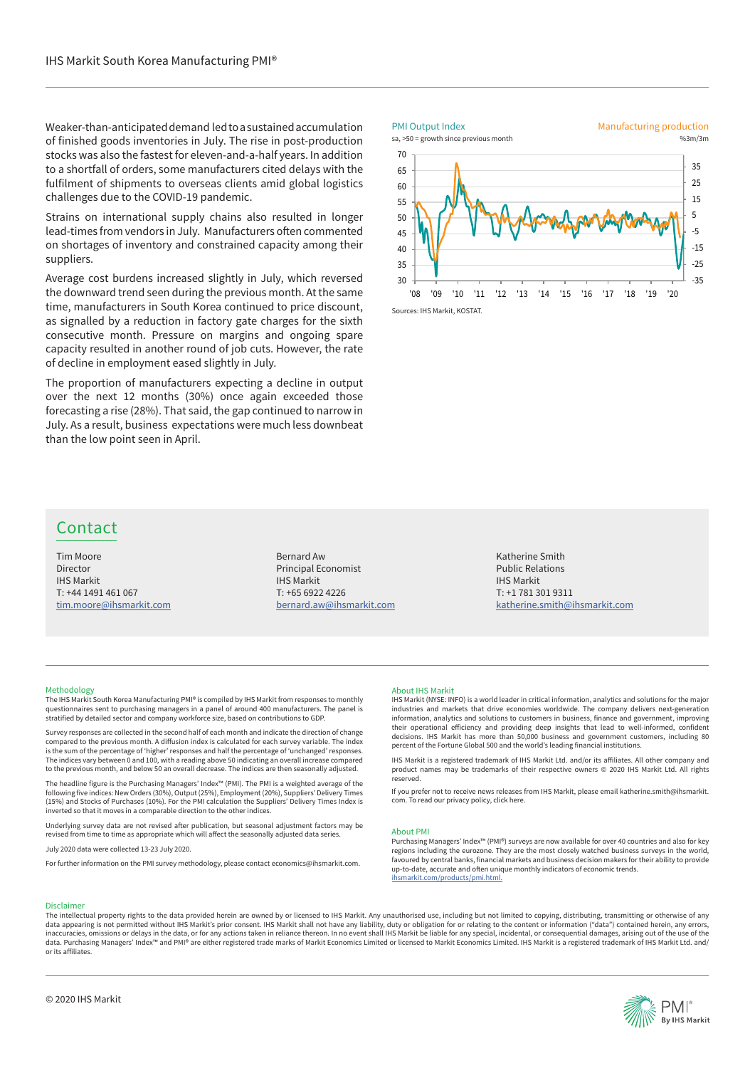Weaker-than-anticipated demand led to a sustained accumulation of finished goods inventories in July. The rise in post-production stocks was also the fastest for eleven-and-a-half years. In addition to a shortfall of orders, some manufacturers cited delays with the fulfilment of shipments to overseas clients amid global logistics challenges due to the COVID-19 pandemic.

Strains on international supply chains also resulted in longer lead-times from vendors in July. Manufacturers often commented on shortages of inventory and constrained capacity among their suppliers.

Average cost burdens increased slightly in July, which reversed the downward trend seen during the previous month. At the same time, manufacturers in South Korea continued to price discount, as signalled by a reduction in factory gate charges for the sixth consecutive month. Pressure on margins and ongoing spare capacity resulted in another round of job cuts. However, the rate of decline in employment eased slightly in July.

The proportion of manufacturers expecting a decline in output over the next 12 months (30%) once again exceeded those forecasting a rise (28%). That said, the gap continued to narrow in July. As a result, business expectations were much less downbeat than the low point seen in April.

PMI Output Index
sa, >50 = growth since previous month
Manufacturing production
%3m/3m
70
65
60
55
50
45
40
35
30
35
25
15
5
-5
-15
-25
-35
'08 '09 '10 '11 '12 '13 '14 '15 '16 '17 '18 '19 '20

Sources: IHS Markit, KOSTAT.

## Contact

Tim Moore
Director
IHS Markit
T: +44 1491 461 067
tim.moore@ihsmarkit.com

Bernard Aw
Principal Economist
IHS Markit
T: +65 6922 4226
bernard.aw@ihsmarkit.com

Katherine Smith
Public Relations
IHS Markit
T: +1 781 301 9311
katherine.smith@ihsmarkit.com

### Methodology

The IHS Markit South Korea Manufacturing PMI® is compiled by IHS Markit from responses to monthly questionnaires sent to purchasing managers in a panel of around 400 manufacturers. The panel is stratified by detailed sector and company workforce size, based on contributions to GDP.

Survey responses are collected in the second half of each month and indicate the direction of change compared to the previous month. A diffusion index is calculated for each survey variable. The index is the sum of the percentage of 'higher' responses and half the percentage of 'unchanged' responses. The indices vary between 0 and 100, with a reading above 50 indicating an overall increase compared to the previous month, and below 50 an overall decrease. The indices are then seasonally adjusted.

The headline figure is the Purchasing Managers' Index™ (PMI). The PMI is a weighted average of the following five indices: New Orders (30%), Output (25%), Employment (20%), Suppliers' Delivery Times (15%) and Stocks of Purchases (10%). For the PMI calculation the Suppliers' Delivery Times Index is inverted so that it moves in a comparable direction to the other indices.

Underlying survey data are not revised after publication, but seasonal adjustment factors may be revised from time to time as appropriate which will affect the seasonally adjusted data series.

July 2020 data were collected 13-23 July 2020.

For further information on the PMI survey methodology, please contact economics@ihsmarkit.com.

### About IHS Markit

IHS Markit (NYSE: INFO) is a world leader in critical information, analytics and solutions for the major industries and markets that drive economies worldwide. The company delivers next-generation information, analytics and solutions to customers in business, finance and government, improving their operational efficiency and providing deep insights that lead to well-informed, confident decisions. IHS Markit has more than 50,000 business and government customers, including 80 percent of the Fortune Global 500 and the world's leading financial institutions.

IHS Markit is a registered trademark of IHS Markit Ltd. and/or its affiliates. All other company and product names may be trademarks of their respective owners © 2020 IHS Markit Ltd. All rights reserved.

If you prefer not to receive news releases from IHS Markit, please email katherine.smith@ihsmarkit.com. To read our privacy policy, click here.

### About PMI

Purchasing Managers' Index™ (PMI®) surveys are now available for over 40 countries and also for key regions including the eurozone. They are the most closely watched business surveys in the world, favoured by central banks, financial markets and business decision makers for their ability to provide up-to-date, accurate and often unique monthly indicators of economic trends.
ihsmarkit.com/products/pmi.html.

### Disclaimer

The intellectual property rights to the data provided herein are owned by or licensed to IHS Markit. Any unauthorised use, including but not limited to copying, distributing, transmitting or otherwise of any data appearing is not permitted without IHS Markit's prior consent. IHS Markit shall not have any liability, duty or obligation for or relating to the content or information ("data") contained herein, any errors, inaccuracies, omissions or delays in the data, or for any actions taken in reliance thereon. In no event shall IHS Markit be liable for any special, incidental, or consequential damages, arising out of the use of the data. Purchasing Managers' Index™ and PMI® are either registered trade marks of Markit Economics Limited or licensed to Markit Economics Limited. IHS Markit is a registered trademark of IHS Markit Ltd. and/or its affiliates.

© 2020 IHS Markit